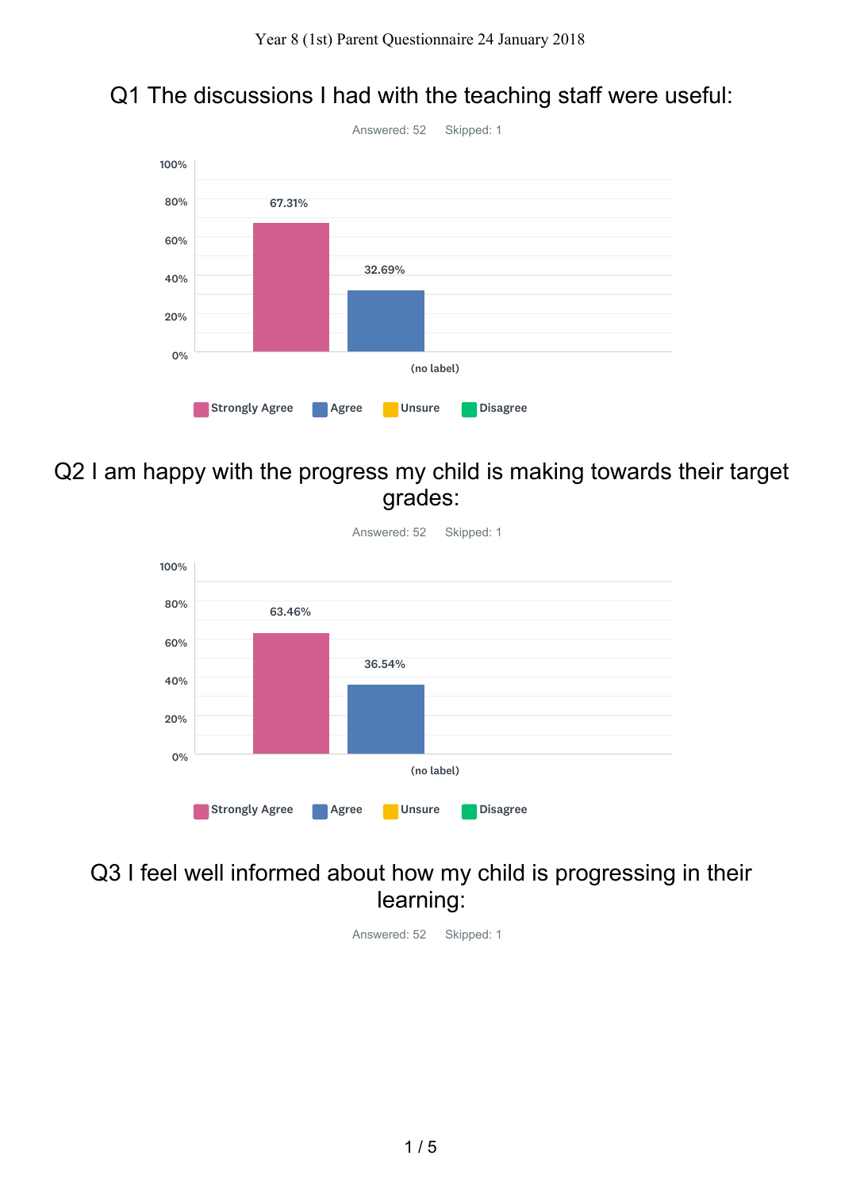Year 8 (1st) Parent Questionnaire 24 January 2018

## Q1 The discussions I had with the teaching staff were useful:

Answered: 52 Skipped: 1

| | Strongly Agree | Agree | Unsure | Disagree |
|---|---|---|---|---|
| (no label) | 67.31% | 32.69% | | |

## Q2 I am happy with the progress my child is making towards their target grades:

Answered: 52 Skipped: 1

| | Strongly Agree | Agree | Unsure | Disagree |
|---|---|---|---|---|
| (no label) | 63.46% | 36.54% | | |

## Q3 I feel well informed about how my child is progressing in their learning:

Answered: 52 Skipped: 1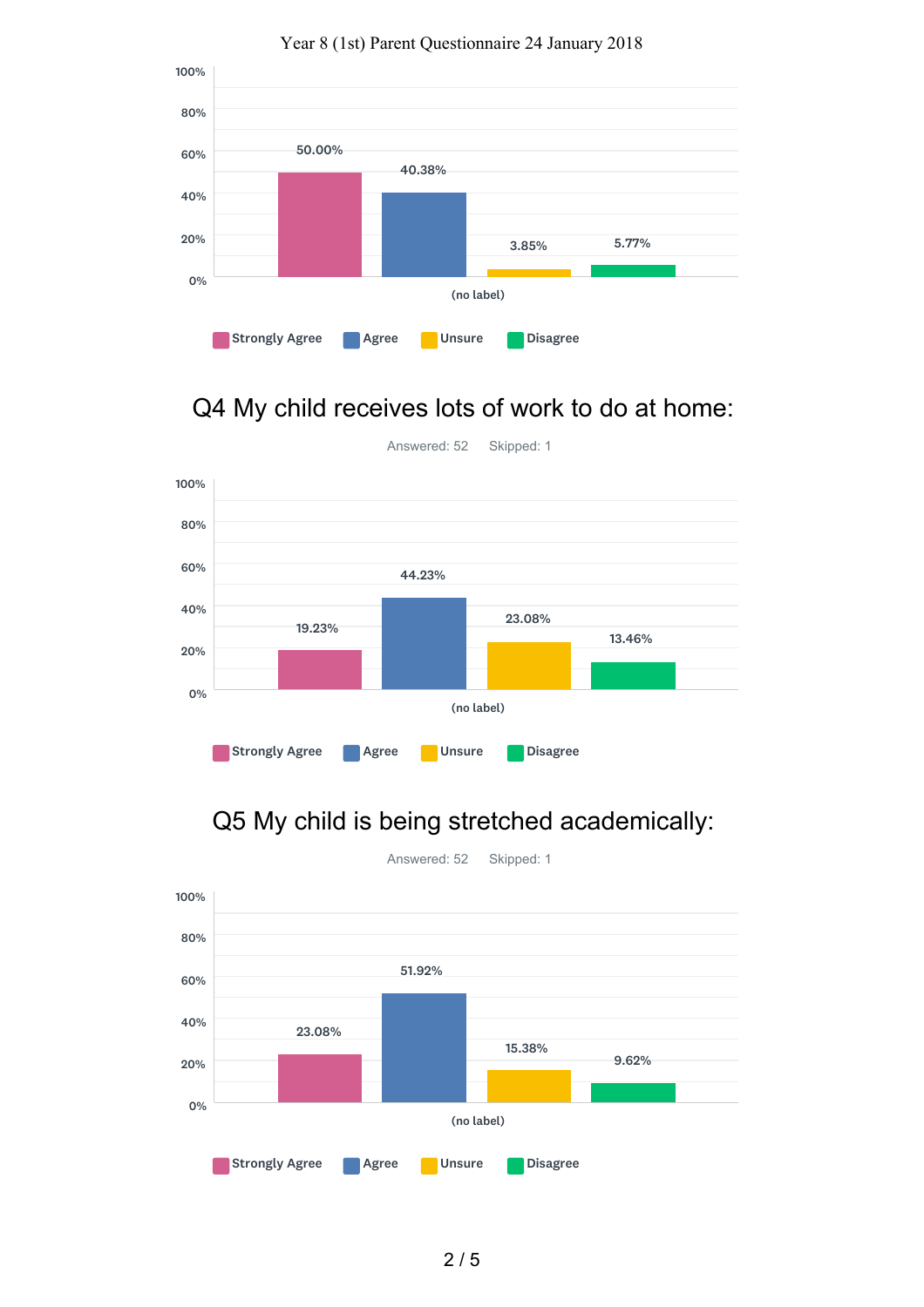Year 8 (1st) Parent Questionnaire 24 January 2018

| | Strongly Agree | Agree | Unsure | Disagree |
|---|---|---|---|---|
| (no label) | 50.00% | 40.38% | 3.85% | 5.77% |

## Q4 My child receives lots of work to do at home:

Answered: 52 Skipped: 1

| | Strongly Agree | Agree | Unsure | Disagree |
|---|---|---|---|---|
| (no label) | 19.23% | 44.23% | 23.08% | 13.46% |

## Q5 My child is being stretched academically:

Answered: 52 Skipped: 1

| | Strongly Agree | Agree | Unsure | Disagree |
|---|---|---|---|---|
| (no label) | 23.08% | 51.92% | 15.38% | 9.62% |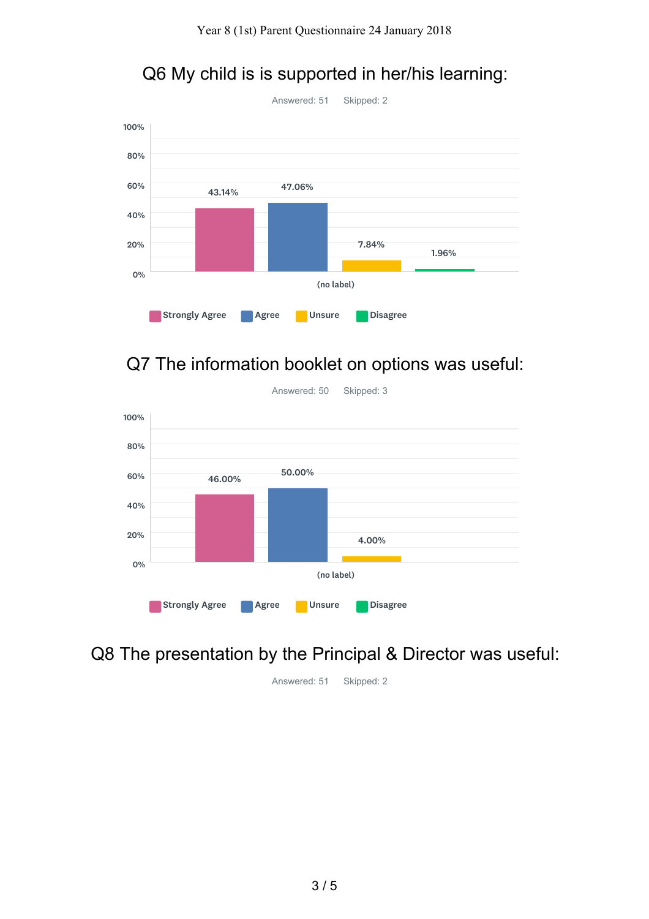## Q6 My child is is supported in her/his learning:

Answered: 51 Skipped: 2

| | Strongly Agree | Agree | Unsure | Disagree |
|---|---|---|---|---|
| (no label) | 43.14% | 47.06% | 7.84% | 1.96% |

## Q7 The information booklet on options was useful:

Answered: 50 Skipped: 3

| | Strongly Agree | Agree | Unsure | Disagree |
|---|---|---|---|---|
| (no label) | 46.00% | 50.00% | 4.00% | |

## Q8 The presentation by the Principal & Director was useful:

Answered: 51 Skipped: 2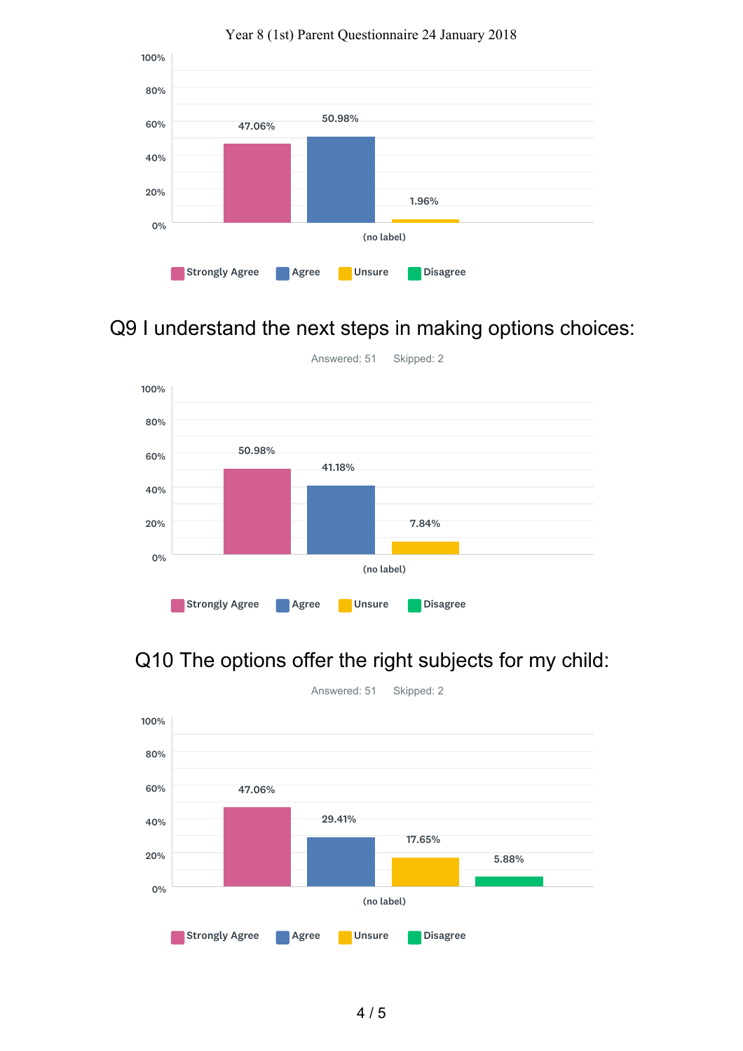Year 8 (1st) Parent Questionnaire 24 January 2018

| (no label) | Strongly Agree | Agree | Unsure | Disagree |
|---|---|---|---|---|
| | 47.06% | 50.98% | 1.96% | |

## Q9 I understand the next steps in making options choices:

Answered: 51 Skipped: 2

| (no label) | Strongly Agree | Agree | Unsure | Disagree |
|---|---|---|---|---|
| | 50.98% | 41.18% | 7.84% | |

## Q10 The options offer the right subjects for my child:

Answered: 51 Skipped: 2

| (no label) | Strongly Agree | Agree | Unsure | Disagree |
|---|---|---|---|---|
| | 47.06% | 29.41% | 17.65% | 5.88% |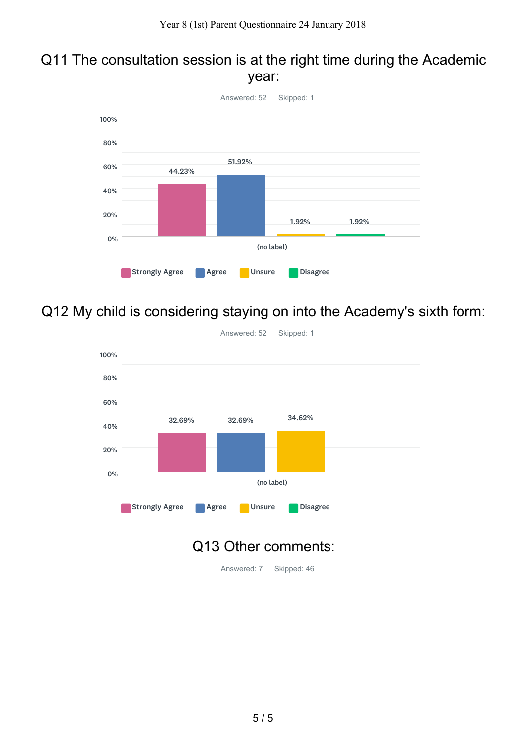## Q11 The consultation session is at the right time during the Academic year:

Answered: 52 Skipped: 1

100%
80%
60%
40%
20%
0%

44.23%
51.92%
1.92%
1.92%

(no label)

Strongly Agree Agree Unsure Disagree

## Q12 My child is considering staying on into the Academy's sixth form:

Answered: 52 Skipped: 1

100%
80%
60%
40%
20%
0%

32.69%
32.69%
34.62%

(no label)

Strongly Agree Agree Unsure Disagree

## Q13 Other comments:

Answered: 7 Skipped: 46